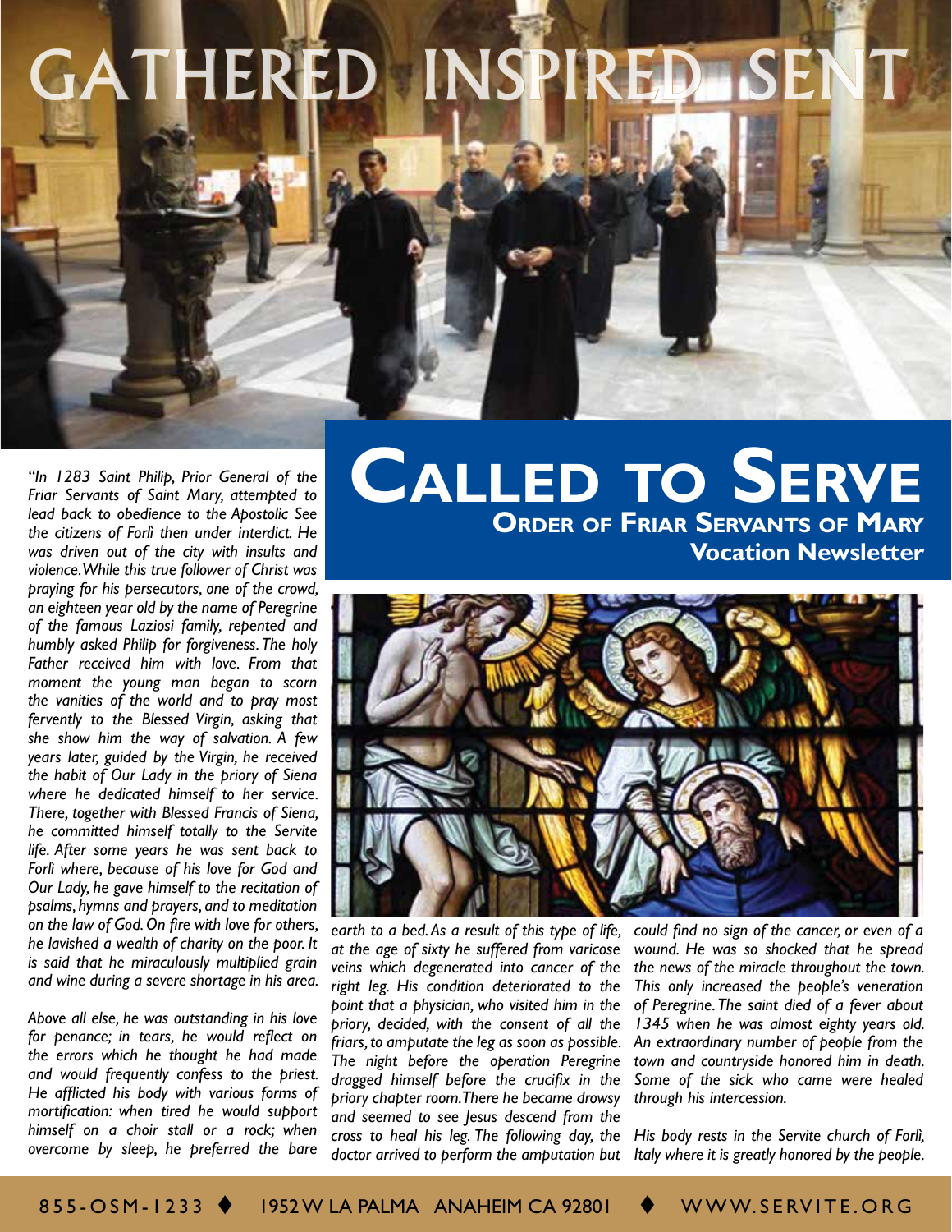# GATHERED • INSPIRED • SENT

# Called to Serve

## Order of Friar Servants of Mary

### Vocation Newsletter

*"In 1283 Saint Philip, Prior General of the Friar Servants of Saint Mary, attempted to lead back to obedience to the Apostolic See the citizens of Forlì then under interdict. He was driven out of the city with insults and violence. While this true follower of Christ was praying for his persecutors, one of the crowd, an eighteen year old by the name of Peregrine of the famous Laziosi family, repented and humbly asked Philip for forgiveness. The holy Father received him with love. From that moment the young man began to scorn the vanities of the world and to pray most fervently to the Blessed Virgin, asking that she show him the way of salvation. A few years later, guided by the Virgin, he received the habit of Our Lady in the priory of Siena where he dedicated himself to her service. There, together with Blessed Francis of Siena, he committed himself totally to the Servite life. After some years he was sent back to Forlì where, because of his love for God and Our Lady, he gave himself to the recitation of psalms, hymns and prayers, and to meditation on the law of God. On fire with love for others, he lavished a wealth of charity on the poor. It is said that he miraculously multiplied grain and wine during a severe shortage in his area.*

*Above all else, he was outstanding in his love for penance; in tears, he would reflect on the errors which he thought he had made and would frequently confess to the priest. He afflicted his body with various forms of mortification: when tired he would support himself on a choir stall or a rock; when overcome by sleep, he preferred the bare earth to a bed. As a result of this type of life, at the age of sixty he suffered from varicose veins which degenerated into cancer of the right leg. His condition deteriorated to the point that a physician, who visited him in the priory, decided, with the consent of all the friars, to amputate the leg as soon as possible. The night before the operation Peregrine dragged himself before the crucifix in the priory chapter room. There he became drowsy and seemed to see Jesus descend from the cross to heal his leg. The following day, the doctor arrived to perform the amputation but could find no sign of the cancer, or even of a wound. He was so shocked that he spread the news of the miracle throughout the town. This only increased the people's veneration of Peregrine. The saint died of a fever about 1345 when he was almost eighty years old. An extraordinary number of people from the town and countryside honored him in death. Some of the sick who came were healed through his intercession.*

*His body rests in the Servite church of Forlì, Italy where it is greatly honored by the people.*

855-OSM-1233 ♦ 1952 W LA PALMA ANAHEIM CA 92801 ♦ WWW.SERVITE.ORG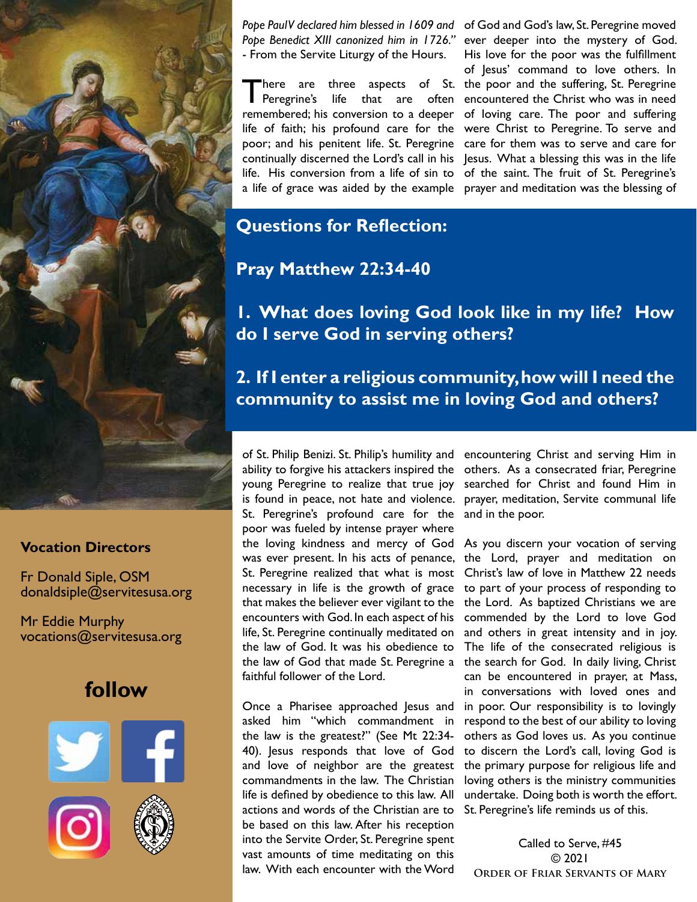*Pope Paul V declared him blessed in 1609 and Pope Benedict XIII canonized him in 1726."* - From the Servite Liturgy of the Hours.

There are three aspects of St. Peregrine's life that are often remembered; his conversion to a deeper life of faith; his profound care for the poor; and his penitent life. St. Peregrine continually discerned the Lord's call in his life. His conversion from a life of sin to a life of grace was aided by the example of St. Philip Benizi. St. Philip's humility and ability to forgive his attackers inspired the young Peregrine to realize that true joy is found in peace, not hate and violence. St. Peregrine's profound care for the poor was fueled by intense prayer where the loving kindness and mercy of God was ever present. In his acts of penance, St. Peregrine realized that what is most necessary in life is the growth of grace that makes the believer ever vigilant to the encounters with God. In each aspect of his life, St. Peregrine continually meditated on the law of God. It was his obedience to the law of God that made St. Peregrine a faithful follower of the Lord.

Once a Pharisee approached Jesus and asked him "which commandment in the law is the greatest?" (See Mt 22:34-40). Jesus responds that love of God and love of neighbor are the greatest commandments in the law. The Christian life is defined by obedience to this law. All actions and words of the Christian are to be based on this law. After his reception into the Servite Order, St. Peregrine spent vast amounts of time meditating on this law. With each encounter with the Word of God and God's law, St. Peregrine moved ever deeper into the mystery of God. His love for the poor was the fulfillment of Jesus' command to love others. In the poor and the suffering, St. Peregrine encountered the Christ who was in need of loving care. The poor and suffering were Christ to Peregrine. To serve and care for them was to serve and care for Jesus. What a blessing this was in the life of the saint. The fruit of St. Peregrine's prayer and meditation was the blessing of encountering Christ and serving Him in others. As a consecrated friar, Peregrine searched for Christ and found Him in prayer, meditation, Servite communal life and in the poor.

As you discern your vocation of serving the Lord, prayer and meditation on Christ's law of love in Matthew 22 needs to part of your process of responding to the Lord. As baptized Christians we are commended by the Lord to love God and others in great intensity and in joy. The life of the consecrated religious is the search for God. In daily living, Christ can be encountered in prayer, at Mass, in conversations with loved ones and in poor. Our responsibility is to lovingly respond to the best of our ability to loving others as God loves us. As you continue to discern the Lord's call, loving God is the primary purpose for religious life and loving others is the ministry communities undertake. Doing both is worth the effort. St. Peregrine's life reminds us of this.

## Questions for Reflection:

## Pray Matthew 22:34-40

## 1. What does loving God look like in my life? How do I serve God in serving others?

## 2. If I enter a religious community, how will I need the community to assist me in loving God and others?

**Vocation Directors**

Fr Donald Siple, OSM
donaldsiple@servitesusa.org

Mr Eddie Murphy
vocations@servitesusa.org

**follow**

Called to Serve, #45
© 2021
Order of Friar Servants of Mary